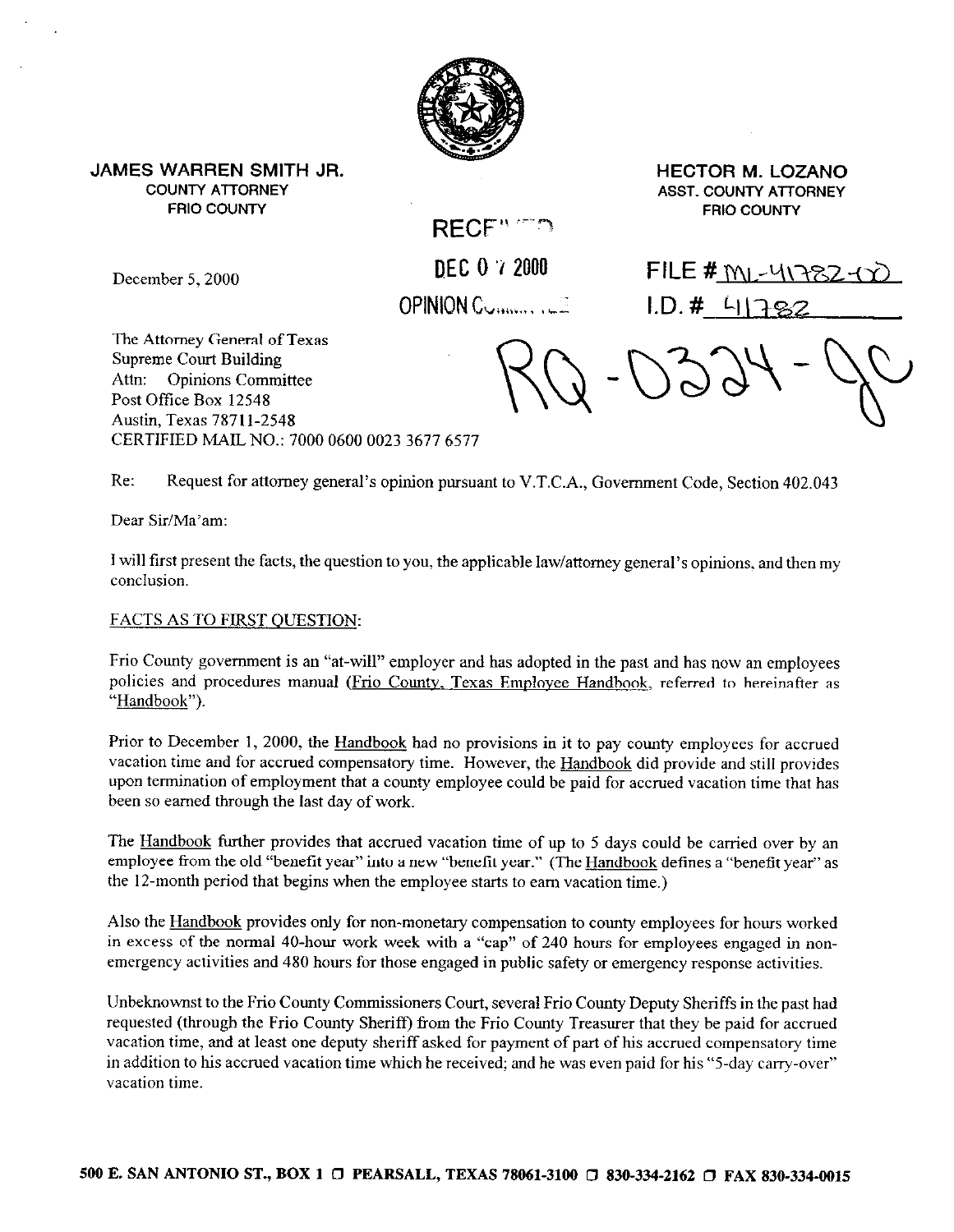**JAMES WARREN SMITH JR.**
COUNTY ATTORNEY
FRIO COUNTY

**HECTOR M. LOZANO**
ASST. COUNTY ATTORNEY
FRIO COUNTY

RECEIVED
DEC 07 2000
OPINION COMMITTEE

FILE # ML-41782-00
I.D. # 41782

RQ-0324-JC

December 5, 2000

The Attorney General of Texas
Supreme Court Building
Attn: Opinions Committee
Post Office Box 12548
Austin, Texas 78711-2548
CERTIFIED MAIL NO.: 7000 0600 0023 3677 6577

Re: Request for attorney general's opinion pursuant to V.T.C.A., Government Code, Section 402.043

Dear Sir/Ma'am:

I will first present the facts, the question to you, the applicable law/attorney general's opinions, and then my conclusion.

FACTS AS TO FIRST QUESTION:

Frio County government is an "at-will" employer and has adopted in the past and has now an employees policies and procedures manual (Frio County, Texas Employee Handbook, referred to hereinafter as "Handbook").

Prior to December 1, 2000, the Handbook had no provisions in it to pay county employees for accrued vacation time and for accrued compensatory time. However, the Handbook did provide and still provides upon termination of employment that a county employee could be paid for accrued vacation time that has been so earned through the last day of work.

The Handbook further provides that accrued vacation time of up to 5 days could be carried over by an employee from the old "benefit year" into a new "benefit year." (The Handbook defines a "benefit year" as the 12-month period that begins when the employee starts to earn vacation time.)

Also the Handbook provides only for non-monetary compensation to county employees for hours worked in excess of the normal 40-hour work week with a "cap" of 240 hours for employees engaged in non-emergency activities and 480 hours for those engaged in public safety or emergency response activities.

Unbeknownst to the Frio County Commissioners Court, several Frio County Deputy Sheriffs in the past had requested (through the Frio County Sheriff) from the Frio County Treasurer that they be paid for accrued vacation time, and at least one deputy sheriff asked for payment of part of his accrued compensatory time in addition to his accrued vacation time which he received; and he was even paid for his "5-day carry-over" vacation time.

**500 E. SAN ANTONIO ST., BOX 1 ☐ PEARSALL, TEXAS 78061-3100 ☐ 830-334-2162 ☐ FAX 830-334-0015**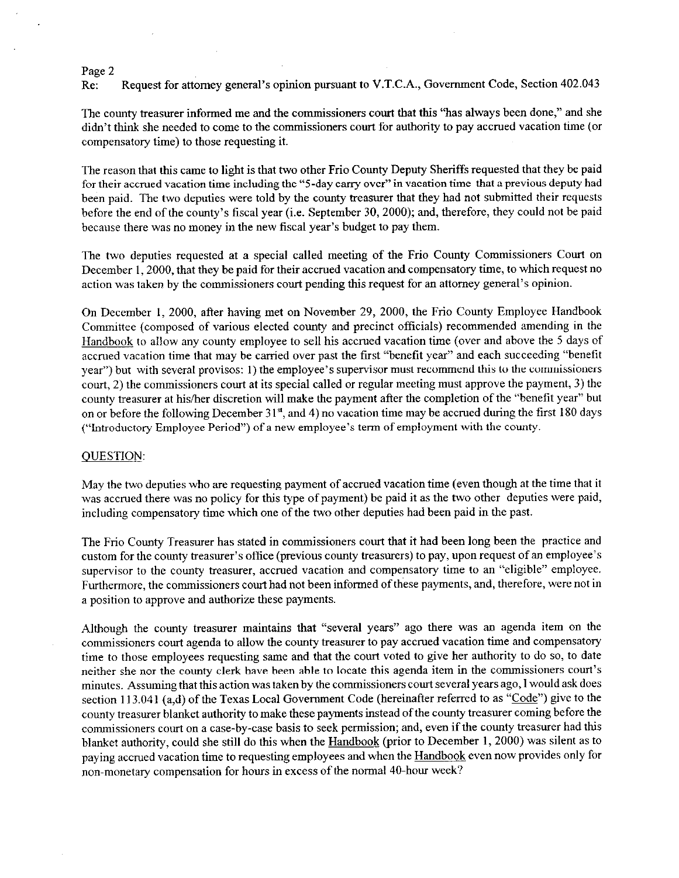Re: Request for attorney general's opinion pursuant to V.T.C.A., Government Code, Section 402.043

The county treasurer informed me and the commissioners court that this "has always been done," and she didn't think she needed to come to the commissioners court for authority to pay accrued vacation time (or compensatory time) to those requesting it.

The reason that this came to light is that two other Frio County Deputy Sheriffs requested that they be paid for their accrued vacation time including the "5-day carry over" in vacation time that a previous deputy had been paid. The two deputies were told by the county treasurer that they had not submitted their requests before the end of the county's fiscal year (i.e. September 30, 2000); and, therefore, they could not be paid because there was no money in the new fiscal year's budget to pay them.

The two deputies requested at a special called meeting of the Frio County Commissioners Court on December 1, 2000, that they be paid for their accrued vacation and compensatory time, to which request no action was taken by the commissioners court pending this request for an attorney general's opinion.

On December 1, 2000, after having met on November 29, 2000, the Frio County Employee Handbook Committee (composed of various elected county and precinct officials) recommended amending in the Handbook to allow any county employee to sell his accrued vacation time (over and above the 5 days of accrued vacation time that may be carried over past the first "benefit year" and each succeeding "benefit year") but with several provisos: 1) the employee's supervisor must recommend this to the commissioners court, 2) the commissioners court at its special called or regular meeting must approve the payment, 3) the county treasurer at his/her discretion will make the payment after the completion of the "benefit year" but on or before the following December 31st, and 4) no vacation time may be accrued during the first 180 days ("Introductory Employee Period") of a new employee's term of employment with the county.

QUESTION:

May the two deputies who are requesting payment of accrued vacation time (even though at the time that it was accrued there was no policy for this type of payment) be paid it as the two other deputies were paid, including compensatory time which one of the two other deputies had been paid in the past.

The Frio County Treasurer has stated in commissioners court that it had been long been the practice and custom for the county treasurer's office (previous county treasurers) to pay, upon request of an employee's supervisor to the county treasurer, accrued vacation and compensatory time to an "eligible" employee. Furthermore, the commissioners court had not been informed of these payments, and, therefore, were not in a position to approve and authorize these payments.

Although the county treasurer maintains that "several years" ago there was an agenda item on the commissioners court agenda to allow the county treasurer to pay accrued vacation time and compensatory time to those employees requesting same and that the court voted to give her authority to do so, to date neither she nor the county clerk have been able to locate this agenda item in the commissioners court's minutes. Assuming that this action was taken by the commissioners court several years ago, I would ask does section 113.041 (a,d) of the Texas Local Government Code (hereinafter referred to as "Code") give to the county treasurer blanket authority to make these payments instead of the county treasurer coming before the commissioners court on a case-by-case basis to seek permission; and, even if the county treasurer had this blanket authority, could she still do this when the Handbook (prior to December 1, 2000) was silent as to paying accrued vacation time to requesting employees and when the Handbook even now provides only for non-monetary compensation for hours in excess of the normal 40-hour week?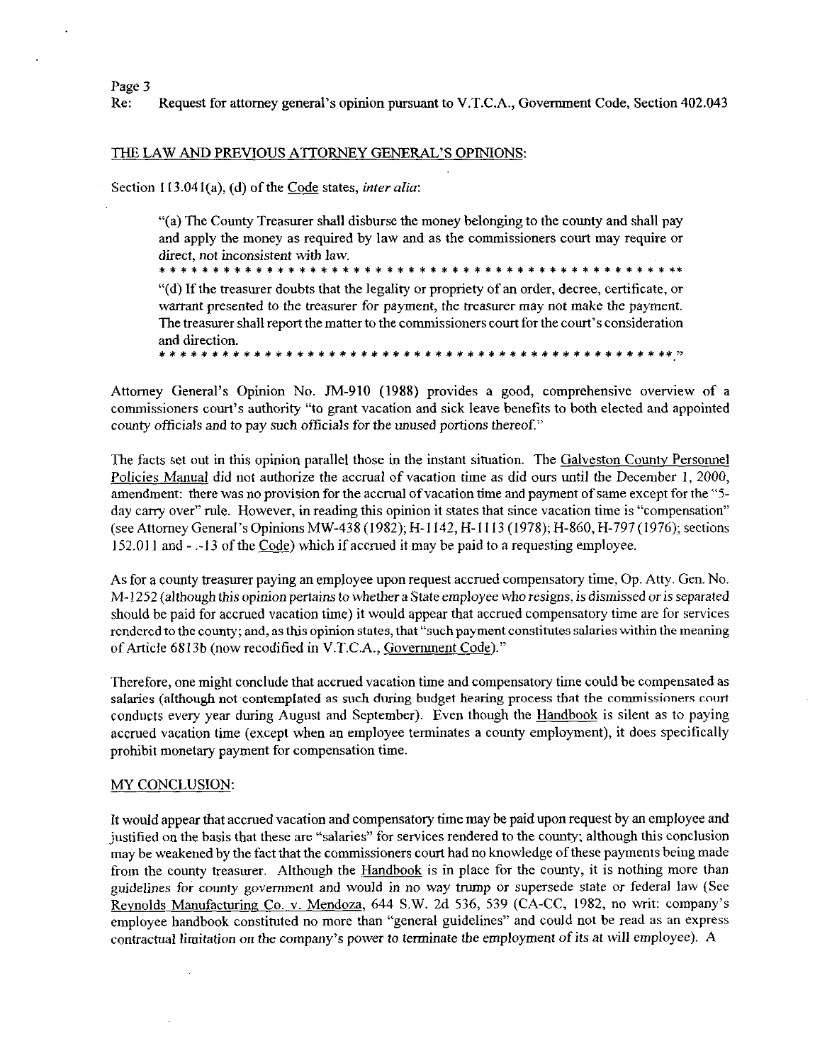Re: Request for attorney general's opinion pursuant to V.T.C.A., Government Code, Section 402.043

THE LAW AND PREVIOUS ATTORNEY GENERAL'S OPINIONS:

Section 113.041(a), (d) of the Code states, *inter alia*:

> "(a) The County Treasurer shall disburse the money belonging to the county and shall pay and apply the money as required by law and as the commissioners court may require or direct, not inconsistent with law.
>
> * * * * * * * * * * * * * * * * * * * * * * * * * * * * * * * * * * * * * * * * * * * * * * * * * *
>
> "(d) If the treasurer doubts that the legality or propriety of an order, decree, certificate, or warrant presented to the treasurer for payment, the treasurer may not make the payment. The treasurer shall report the matter to the commissioners court for the court's consideration and direction.
>
> * * * * * * * * * * * * * * * * * * * * * * * * * * * * * * * * * * * * * * * * * * * * * * * * * *"

Attorney General's Opinion No. JM-910 (1988) provides a good, comprehensive overview of a commissioners court's authority "to grant vacation and sick leave benefits to both elected and appointed county officials and to pay such officials for the unused portions thereof."

The facts set out in this opinion parallel those in the instant situation. The Galveston County Personnel Policies Manual did not authorize the accrual of vacation time as did ours until the December 1, 2000, amendment: there was no provision for the accrual of vacation time and payment of same except for the "5-day carry over" rule. However, in reading this opinion it states that since vacation time is "compensation" (see Attorney General's Opinions MW-438 (1982); H-1142, H-1113 (1978); H-860, H-797 (1976); sections 152.011 and -.-13 of the Code) which if accrued it may be paid to a requesting employee.

As for a county treasurer paying an employee upon request accrued compensatory time, Op. Atty. Gen. No. M-1252 (*although this opinion pertains to whether a State employee who resigns, is dismissed or is separated should be paid for accrued vacation time*) it would appear that accrued compensatory time are for services rendered to the county; and, as this opinion states, that "such payment constitutes salaries within the meaning of Article 6813b (now recodified in V.T.C.A., Government Code)."

Therefore, one might conclude that accrued vacation time and compensatory time could be compensated as salaries (although not contemplated as such during budget hearing process that the commissioners court conducts every year during August and September). Even though the Handbook is silent as to paying accrued vacation time (except when an employee terminates a county employment), it does specifically prohibit monetary payment for compensation time.

MY CONCLUSION:

It would appear that accrued vacation and compensatory time may be paid upon request by an employee and justified on the basis that these are "salaries" for services rendered to the county; although this conclusion may be weakened by the fact that the commissioners court had no knowledge of these payments being made from the county treasurer. Although the Handbook is in place for the county, it is nothing more than guidelines for county government and would in no way trump or supersede state or federal law (See Reynolds Manufacturing Co. v. Mendoza, 644 S.W. 2d 536, 539 (CA-CC, 1982, no writ: company's employee handbook constituted no more than "general guidelines" and could not be read as an express contractual limitation on the company's power to terminate the employment of its at will employee). A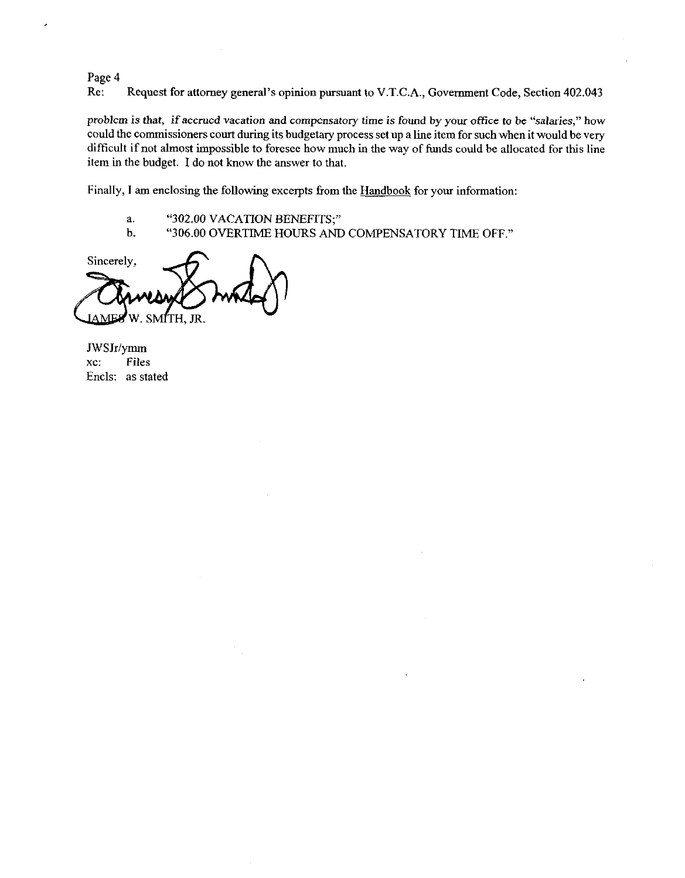problem is that, if accrued vacation and compensatory time is found by your office to be "salaries," how could the commissioners court during its budgetary process set up a line item for such when it would be very difficult if not almost impossible to foresee how much in the way of funds could be allocated for this line item in the budget. I do not know the answer to that.

Finally, I am enclosing the following excerpts from the Handbook for your information:

a. "302.00 VACATION BENEFITS;"
b. "306.00 OVERTIME HOURS AND COMPENSATORY TIME OFF."

Sincerely,

JAMES W. SMITH, JR.

JWSJr/ymm
xc: Files
Encls: as stated